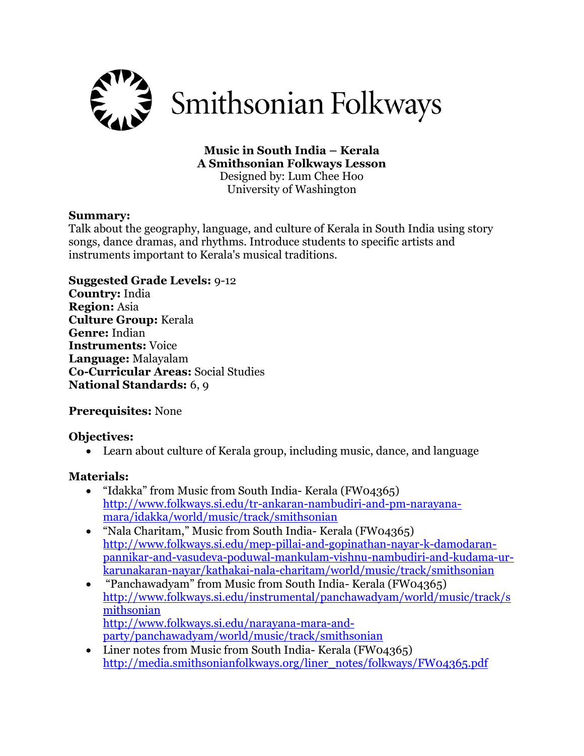Smithsonian Folkways

**Music in South India – Kerala**
**A Smithsonian Folkways Lesson**
Designed by: Lum Chee Hoo
University of Washington

**Summary:**
Talk about the geography, language, and culture of Kerala in South India using story songs, dance dramas, and rhythms. Introduce students to specific artists and instruments important to Kerala's musical traditions.

**Suggested Grade Levels:** 9-12
**Country:** India
**Region:** Asia
**Culture Group:** Kerala
**Genre:** Indian
**Instruments:** Voice
**Language:** Malayalam
**Co-Curricular Areas:** Social Studies
**National Standards:** 6, 9

**Prerequisites:** None

**Objectives:**

- Learn about culture of Kerala group, including music, dance, and language

**Materials:**

- "Idakka" from Music from South India- Kerala (FW04365) http://www.folkways.si.edu/tr-ankaran-nambudiri-and-pm-narayana-mara/idakka/world/music/track/smithsonian
- "Nala Charitam," Music from South India- Kerala (FW04365) http://www.folkways.si.edu/mep-pillai-and-gopinathan-nayar-k-damodaran-pannikar-and-vasudeva-poduwal-mankulam-vishnu-nambudiri-and-kudama-ur-karunakaran-nayar/kathakai-nala-charitam/world/music/track/smithsonian
- "Panchawadyam" from Music from South India- Kerala (FW04365) http://www.folkways.si.edu/instrumental/panchawadyam/world/music/track/smithsonian
  http://www.folkways.si.edu/narayana-mara-and-party/panchawadyam/world/music/track/smithsonian
- Liner notes from Music from South India- Kerala (FW04365) http://media.smithsonianfolkways.org/liner_notes/folkways/FW04365.pdf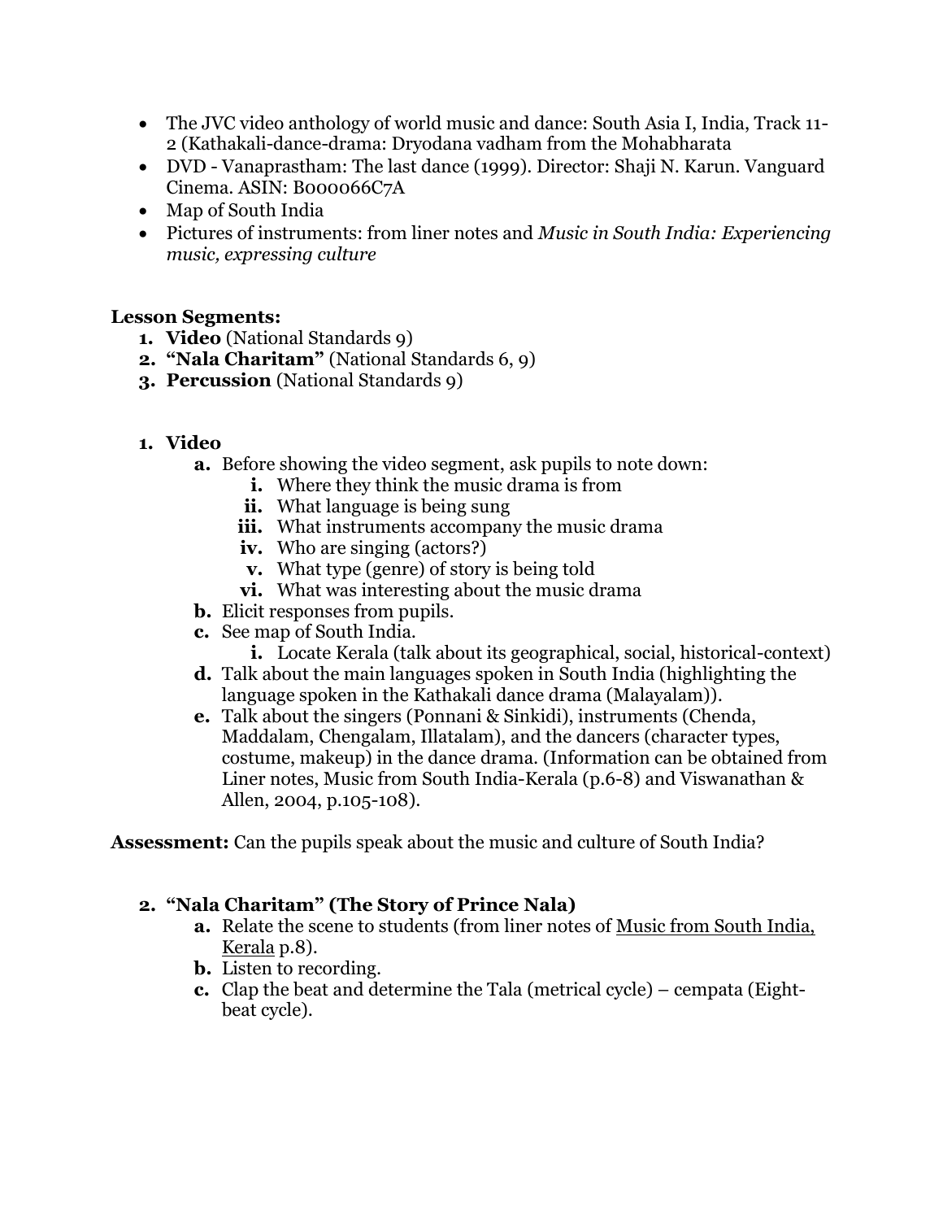- The JVC video anthology of world music and dance: South Asia I, India, Track 11-2 (Kathakali-dance-drama: Dryodana vadham from the Mohabharata
- DVD - Vanaprastham: The last dance (1999). Director: Shaji N. Karun. Vanguard Cinema. ASIN: B000066C7A
- Map of South India
- Pictures of instruments: from liner notes and *Music in South India: Experiencing music, expressing culture*

**Lesson Segments:**

1. **Video** (National Standards 9)
2. **"Nala Charitam"** (National Standards 6, 9)
3. **Percussion** (National Standards 9)

1. **Video**
   - **a.** Before showing the video segment, ask pupils to note down:
     - **i.** Where they think the music drama is from
     - **ii.** What language is being sung
     - **iii.** What instruments accompany the music drama
     - **iv.** Who are singing (actors?)
     - **v.** What type (genre) of story is being told
     - **vi.** What was interesting about the music drama
   - **b.** Elicit responses from pupils.
   - **c.** See map of South India.
     - **i.** Locate Kerala (talk about its geographical, social, historical-context)
   - **d.** Talk about the main languages spoken in South India (highlighting the language spoken in the Kathakali dance drama (Malayalam)).
   - **e.** Talk about the singers (Ponnani & Sinkidi), instruments (Chenda, Maddalam, Chengalam, Illatalam), and the dancers (character types, costume, makeup) in the dance drama. (Information can be obtained from Liner notes, Music from South India-Kerala (p.6-8) and Viswanathan & Allen, 2004, p.105-108).

**Assessment:** Can the pupils speak about the music and culture of South India?

2. **"Nala Charitam" (The Story of Prince Nala)**
   - **a.** Relate the scene to students (from liner notes of <u>Music from South India, Kerala</u> p.8).
   - **b.** Listen to recording.
   - **c.** Clap the beat and determine the Tala (metrical cycle) – cempata (Eight-beat cycle).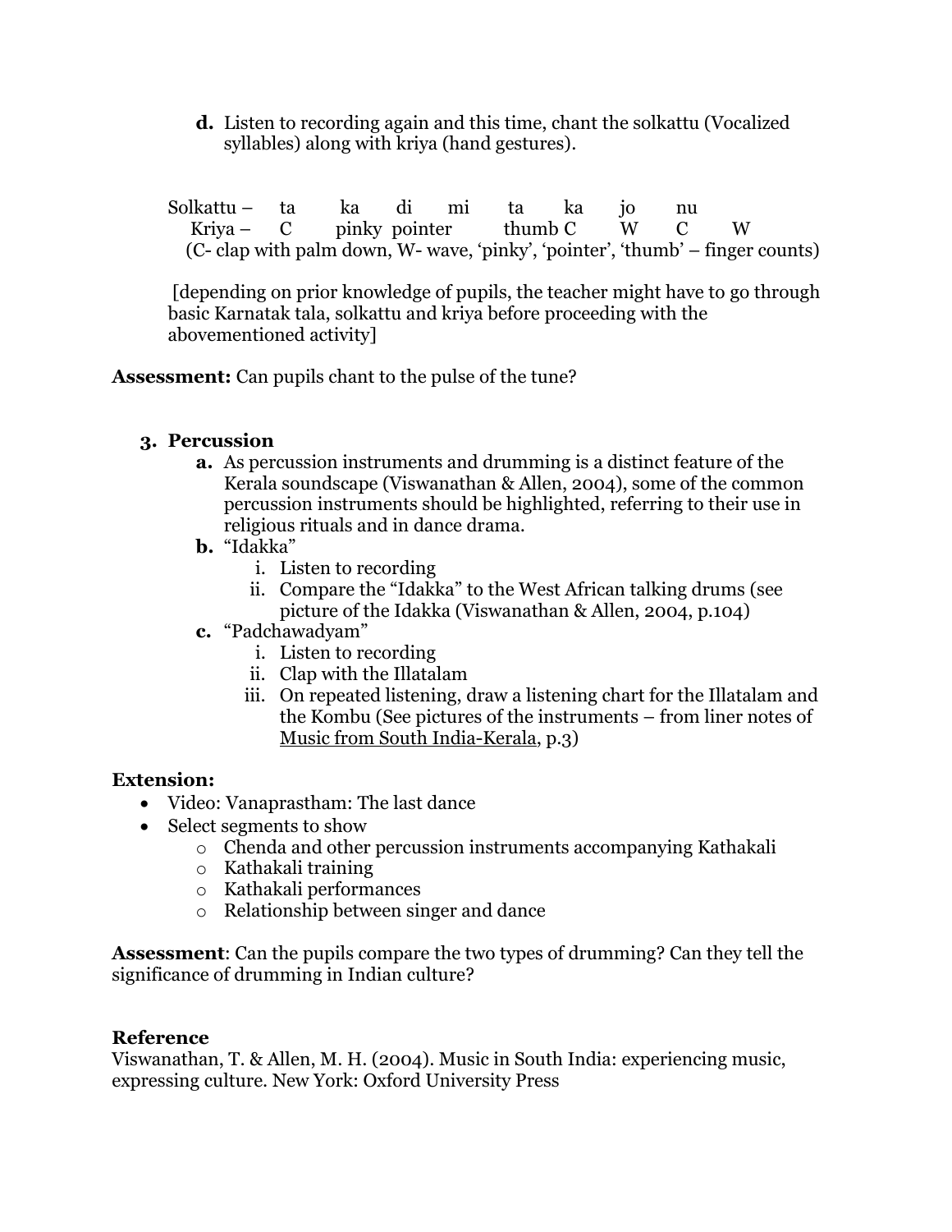d. Listen to recording again and this time, chant the solkattu (Vocalized syllables) along with kriya (hand gestures).

| | | | | | | | | | |
|---|---|---|---|---|---|---|---|---|---|
| Solkattu – | ta | ka | di | mi | ta | ka | jo | nu | |
| Kriya – | C | pinky | pointer | | thumb | C | W | C | W |

(C- clap with palm down, W- wave, 'pinky', 'pointer', 'thumb' – finger counts)

[depending on prior knowledge of pupils, the teacher might have to go through basic Karnatak tala, solkattu and kriya before proceeding with the abovementioned activity]

**Assessment:** Can pupils chant to the pulse of the tune?

3. **Percussion**
   a. As percussion instruments and drumming is a distinct feature of the Kerala soundscape (Viswanathan & Allen, 2004), some of the common percussion instruments should be highlighted, referring to their use in religious rituals and in dance drama.
   b. "Idakka"
      i. Listen to recording
      ii. Compare the "Idakka" to the West African talking drums (see picture of the Idakka (Viswanathan & Allen, 2004, p.104)
   c. "Padchawadyam"
      i. Listen to recording
      ii. Clap with the Illatalam
      iii. On repeated listening, draw a listening chart for the Illatalam and the Kombu (See pictures of the instruments – from liner notes of Music from South India-Kerala, p.3)

**Extension:**

- Video: Vanaprastham: The last dance
- Select segments to show
  - Chenda and other percussion instruments accompanying Kathakali
  - Kathakali training
  - Kathakali performances
  - Relationship between singer and dance

**Assessment**: Can the pupils compare the two types of drumming? Can they tell the significance of drumming in Indian culture?

**Reference**

Viswanathan, T. & Allen, M. H. (2004). Music in South India: experiencing music, expressing culture. New York: Oxford University Press